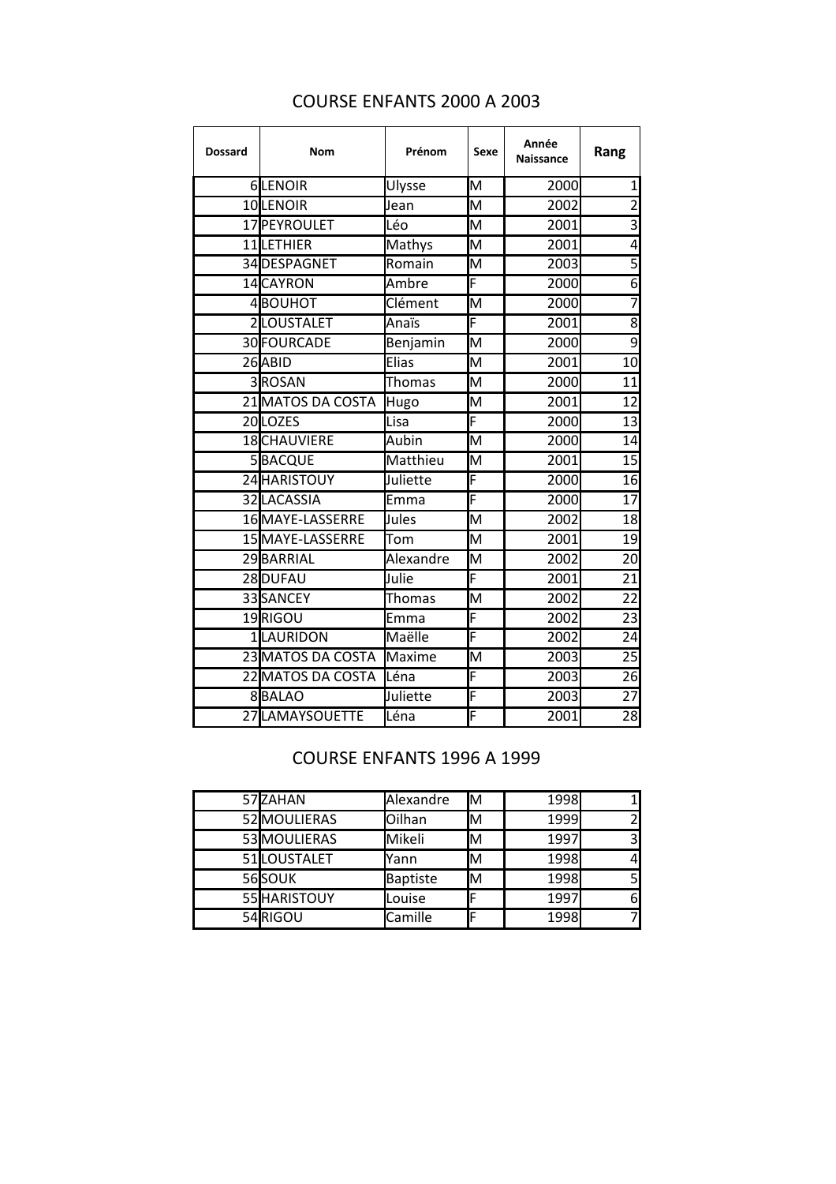## COURSE ENFANTS 2000 A 2003

| Dossard | Nom | Prénom | Sexe | Année Naissance | Rang |
|---|---|---|---|---|---|
| 6 | LENOIR | Ulysse | M | 2000 | 1 |
| 10 | LENOIR | Jean | M | 2002 | 2 |
| 17 | PEYROULET | Léo | M | 2001 | 3 |
| 11 | LETHIER | Mathys | M | 2001 | 4 |
| 34 | DESPAGNET | Romain | M | 2003 | 5 |
| 14 | CAYRON | Ambre | F | 2000 | 6 |
| 4 | BOUHOT | Clément | M | 2000 | 7 |
| 2 | LOUSTALET | Anaïs | F | 2001 | 8 |
| 30 | FOURCADE | Benjamin | M | 2000 | 9 |
| 26 | ABID | Elias | M | 2001 | 10 |
| 3 | ROSAN | Thomas | M | 2000 | 11 |
| 21 | MATOS DA COSTA | Hugo | M | 2001 | 12 |
| 20 | LOZES | Lisa | F | 2000 | 13 |
| 18 | CHAUVIERE | Aubin | M | 2000 | 14 |
| 5 | BACQUE | Matthieu | M | 2001 | 15 |
| 24 | HARISTOUY | Juliette | F | 2000 | 16 |
| 32 | LACASSIA | Emma | F | 2000 | 17 |
| 16 | MAYE-LASSERRE | Jules | M | 2002 | 18 |
| 15 | MAYE-LASSERRE | Tom | M | 2001 | 19 |
| 29 | BARRIAL | Alexandre | M | 2002 | 20 |
| 28 | DUFAU | Julie | F | 2001 | 21 |
| 33 | SANCEY | Thomas | M | 2002 | 22 |
| 19 | RIGOU | Emma | F | 2002 | 23 |
| 1 | LAURIDON | Maëlle | F | 2002 | 24 |
| 23 | MATOS DA COSTA | Maxime | M | 2003 | 25 |
| 22 | MATOS DA COSTA | Léna | F | 2003 | 26 |
| 8 | BALAO | Juliette | F | 2003 | 27 |
| 27 | LAMAYSOUETTE | Léna | F | 2001 | 28 |

## COURSE ENFANTS 1996 A 1999

| Dossard | Nom | Prénom | Sexe | Année Naissance | Rang |
|---|---|---|---|---|---|
| 57 | ZAHAN | Alexandre | M | 1998 | 1 |
| 52 | MOULIERAS | Oilhan | M | 1999 | 2 |
| 53 | MOULIERAS | Mikeli | M | 1997 | 3 |
| 51 | LOUSTALET | Yann | M | 1998 | 4 |
| 56 | SOUK | Baptiste | M | 1998 | 5 |
| 55 | HARISTOUY | Louise | F | 1997 | 6 |
| 54 | RIGOU | Camille | F | 1998 | 7 |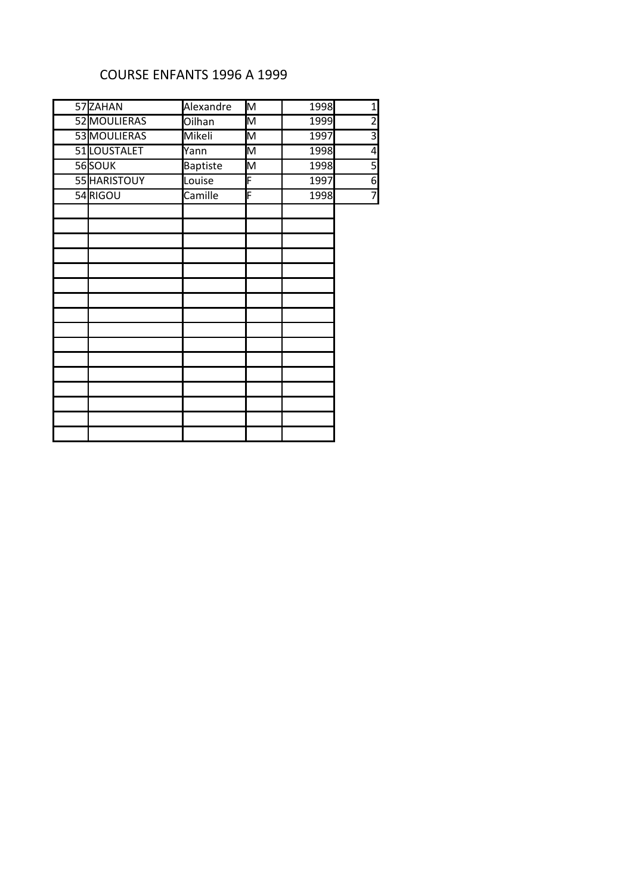COURSE ENFANTS 1996 A 1999

| | | | | | |
|---|---|---|---|---|---|
| 57 | ZAHAN | Alexandre | M | 1998 | 1 |
| 52 | MOULIERAS | Oilhan | M | 1999 | 2 |
| 53 | MOULIERAS | Mikeli | M | 1997 | 3 |
| 51 | LOUSTALET | Yann | M | 1998 | 4 |
| 56 | SOUK | Baptiste | M | 1998 | 5 |
| 55 | HARISTOUY | Louise | F | 1997 | 6 |
| 54 | RIGOU | Camille | F | 1998 | 7 |
| | | | | | |
| | | | | | |
| | | | | | |
| | | | | | |
| | | | | | |
| | | | | | |
| | | | | | |
| | | | | | |
| | | | | | |
| | | | | | |
| | | | | | |
| | | | | | |
| | | | | | |
| | | | | | |
| | | | | | |
| | | | | | |